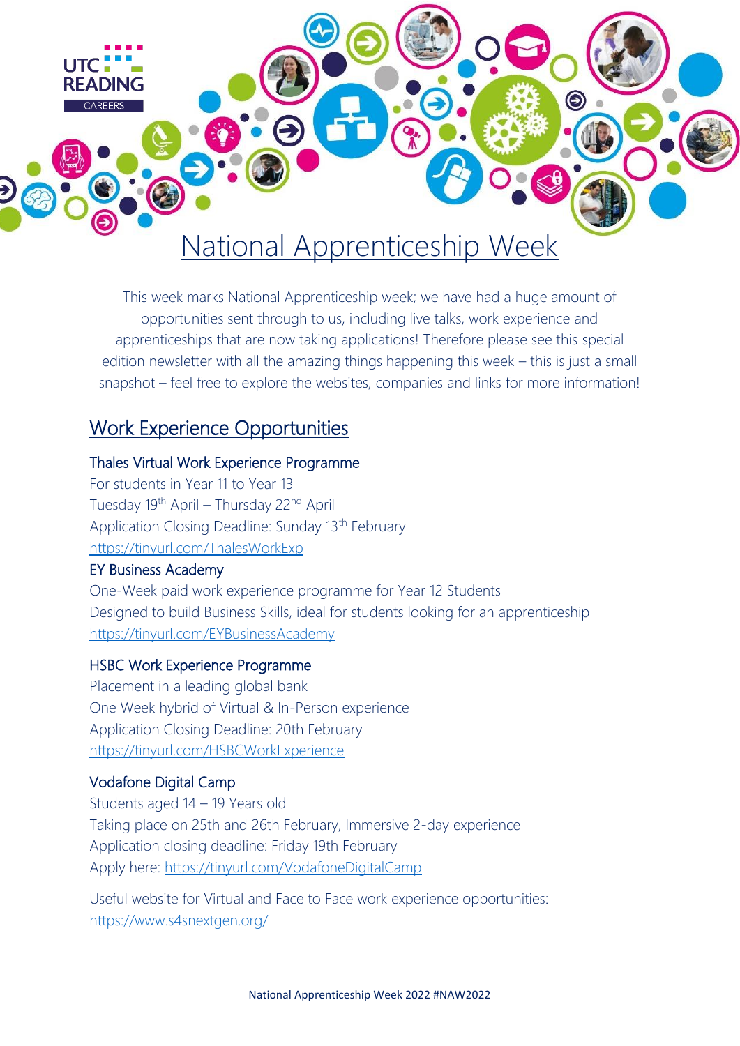# National Apprenticeship Week

This week marks National Apprenticeship week; we have had a huge amount of opportunities sent through to us, including live talks, work experience and apprenticeships that are now taking applications! Therefore please see this special edition newsletter with all the amazing things happening this week – this is just a small snapshot – feel free to explore the websites, companies and links for more information!

## Work Experience Opportunities

### Thales Virtual Work Experience Programme

For students in Year 11 to Year 13
Tuesday 19th April – Thursday 22nd April
Application Closing Deadline: Sunday 13th February
https://tinyurl.com/ThalesWorkExp

### EY Business Academy

One-Week paid work experience programme for Year 12 Students
Designed to build Business Skills, ideal for students looking for an apprenticeship
https://tinyurl.com/EYBusinessAcademy

### HSBC Work Experience Programme

Placement in a leading global bank
One Week hybrid of Virtual & In-Person experience
Application Closing Deadline: 20th February
https://tinyurl.com/HSBCWorkExperience

### Vodafone Digital Camp

Students aged 14 – 19 Years old
Taking place on 25th and 26th February, Immersive 2-day experience
Application closing deadline: Friday 19th February
Apply here: https://tinyurl.com/VodafoneDigitalCamp

Useful website for Virtual and Face to Face work experience opportunities:
https://www.s4snextgen.org/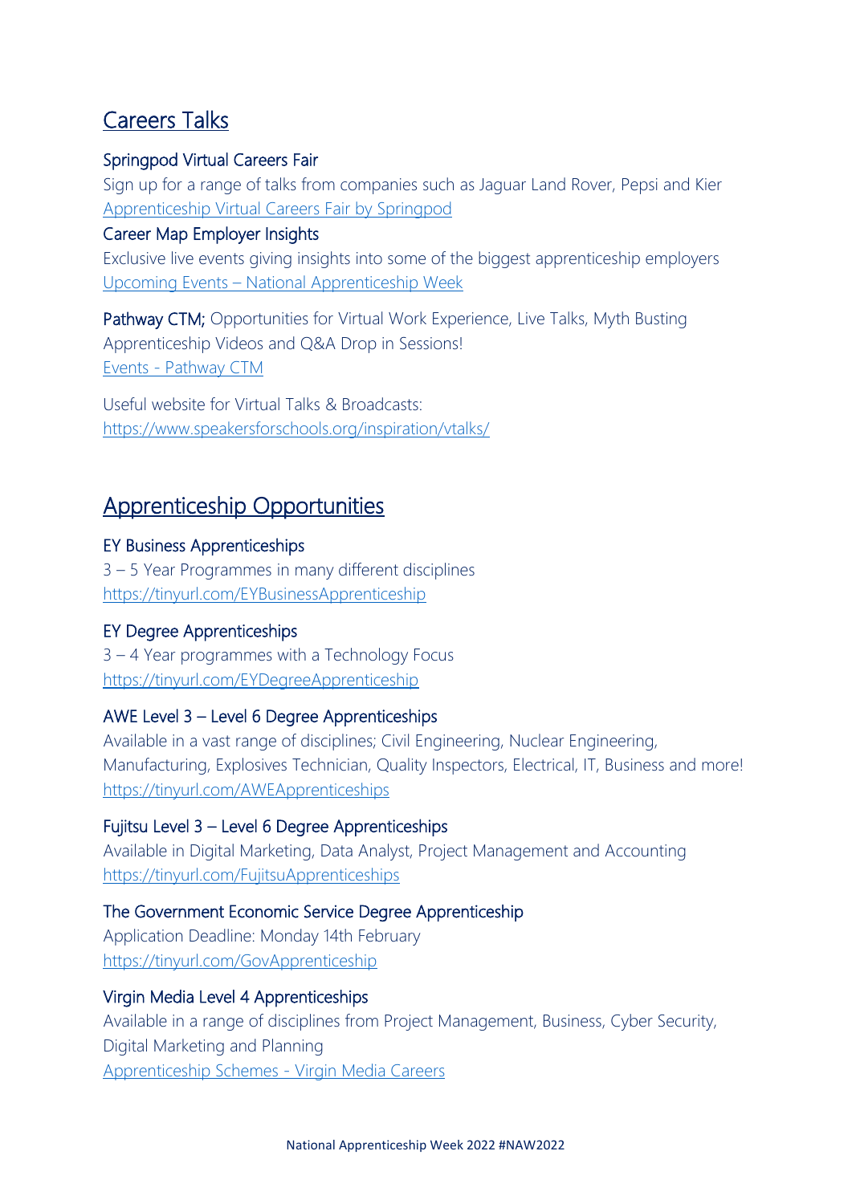## Careers Talks

### Springpod Virtual Careers Fair

Sign up for a range of talks from companies such as Jaguar Land Rover, Pepsi and Kier

Apprenticeship Virtual Careers Fair by Springpod

### Career Map Employer Insights

Exclusive live events giving insights into some of the biggest apprenticeship employers

Upcoming Events – National Apprenticeship Week

**Pathway CTM;** Opportunities for Virtual Work Experience, Live Talks, Myth Busting Apprenticeship Videos and Q&A Drop in Sessions!

Events - Pathway CTM

Useful website for Virtual Talks & Broadcasts:
https://www.speakersforschools.org/inspiration/vtalks/

## Apprenticeship Opportunities

### EY Business Apprenticeships

3 – 5 Year Programmes in many different disciplines

https://tinyurl.com/EYBusinessApprenticeship

### EY Degree Apprenticeships

3 – 4 Year programmes with a Technology Focus

https://tinyurl.com/EYDegreeApprenticeship

### AWE Level 3 – Level 6 Degree Apprenticeships

Available in a vast range of disciplines; Civil Engineering, Nuclear Engineering, Manufacturing, Explosives Technician, Quality Inspectors, Electrical, IT, Business and more!

https://tinyurl.com/AWEApprenticeships

### Fujitsu Level 3 – Level 6 Degree Apprenticeships

Available in Digital Marketing, Data Analyst, Project Management and Accounting

https://tinyurl.com/FujitsuApprenticeships

### The Government Economic Service Degree Apprenticeship

Application Deadline: Monday 14th February

https://tinyurl.com/GovApprenticeship

### Virgin Media Level 4 Apprenticeships

Available in a range of disciplines from Project Management, Business, Cyber Security, Digital Marketing and Planning

Apprenticeship Schemes - Virgin Media Careers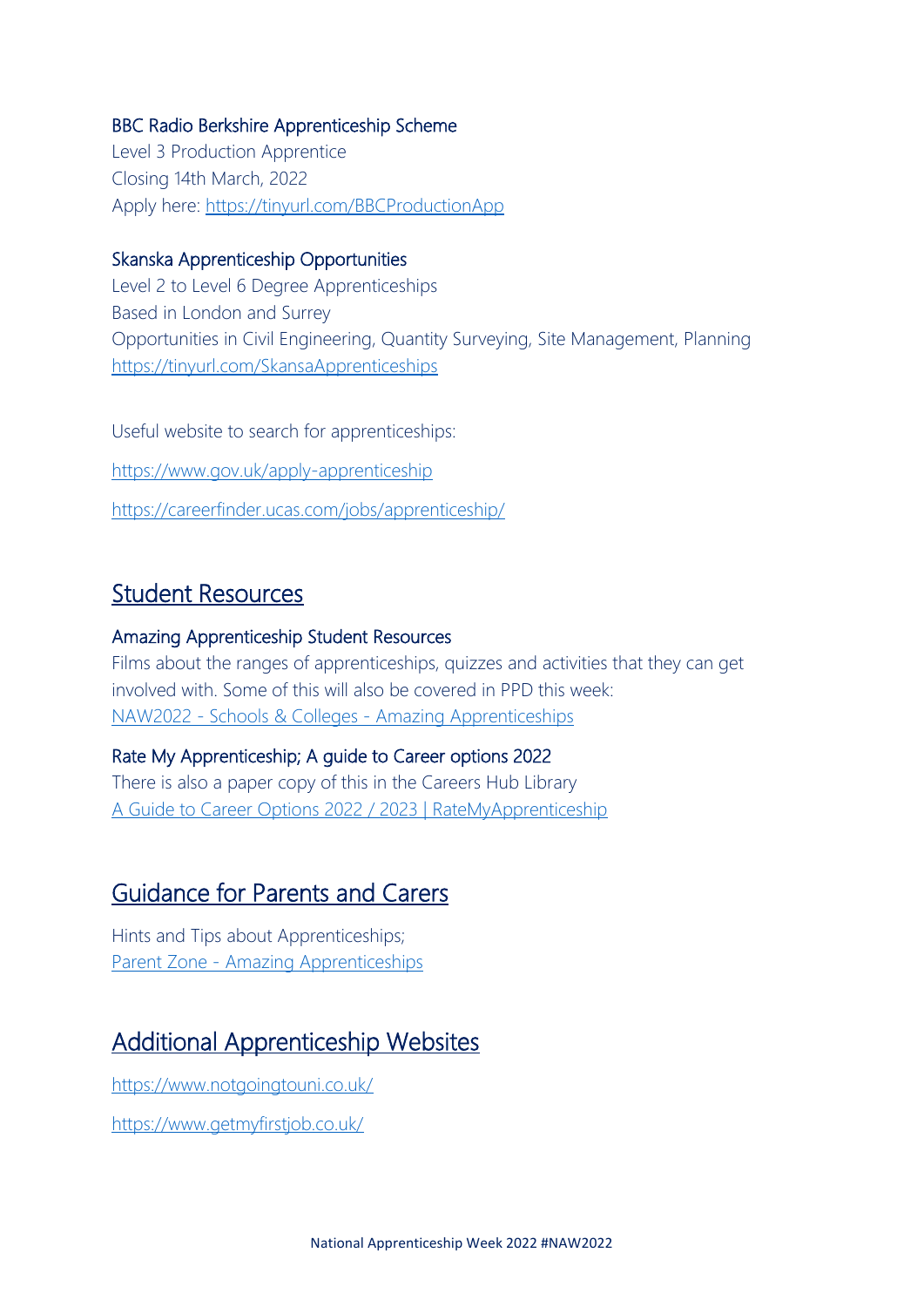### BBC Radio Berkshire Apprenticeship Scheme

Level 3 Production Apprentice
Closing 14th March, 2022
Apply here: https://tinyurl.com/BBCProductionApp

### Skanska Apprenticeship Opportunities

Level 2 to Level 6 Degree Apprenticeships
Based in London and Surrey
Opportunities in Civil Engineering, Quantity Surveying, Site Management, Planning
https://tinyurl.com/SkansaApprenticeships

Useful website to search for apprenticeships:

https://www.gov.uk/apply-apprenticeship

https://careerfinder.ucas.com/jobs/apprenticeship/

## Student Resources

### Amazing Apprenticeship Student Resources

Films about the ranges of apprenticeships, quizzes and activities that they can get involved with. Some of this will also be covered in PPD this week:
NAW2022 - Schools & Colleges - Amazing Apprenticeships

### Rate My Apprenticeship; A guide to Career options 2022

There is also a paper copy of this in the Careers Hub Library
A Guide to Career Options 2022 / 2023 | RateMyApprenticeship

## Guidance for Parents and Carers

Hints and Tips about Apprenticeships;
Parent Zone - Amazing Apprenticeships

## Additional Apprenticeship Websites

https://www.notgoingtouni.co.uk/

https://www.getmyfirstjob.co.uk/